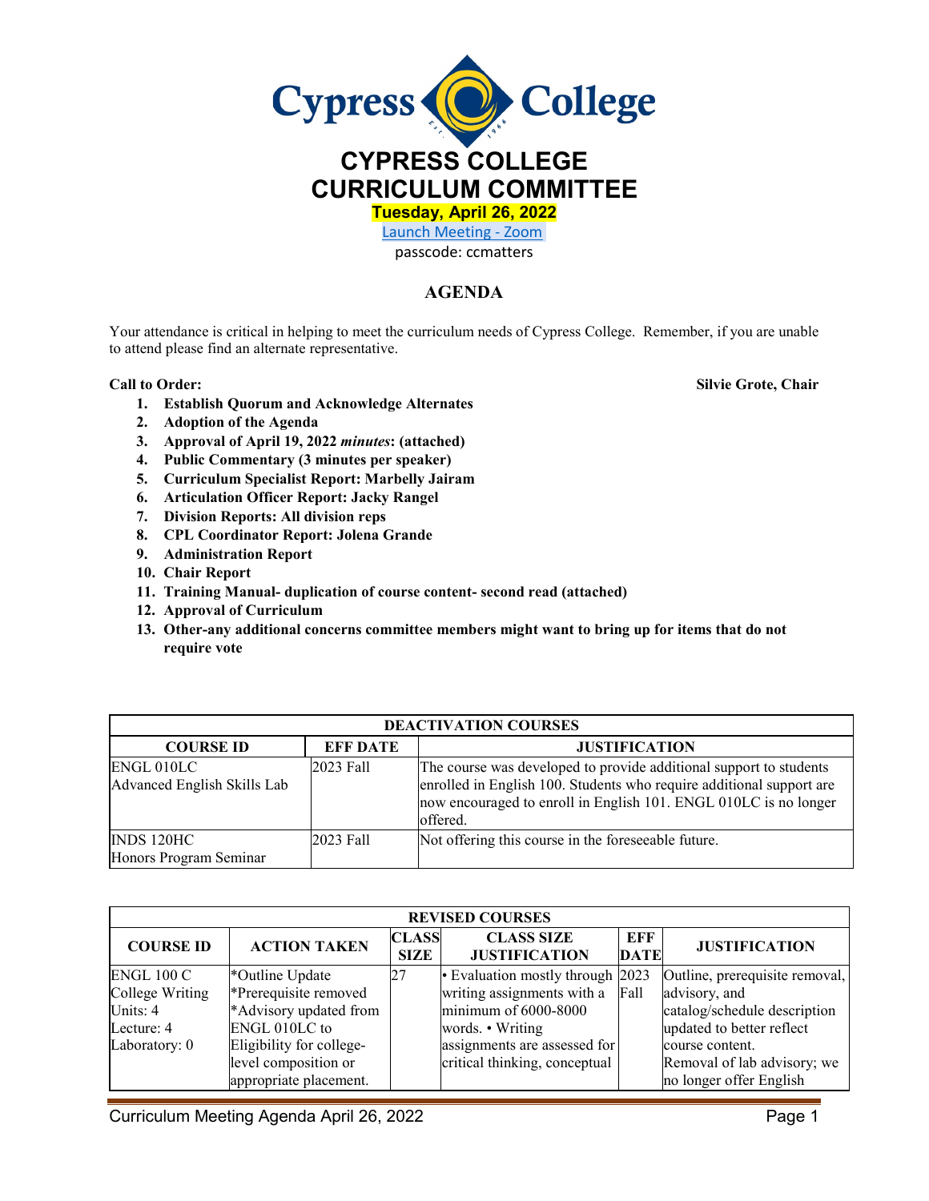# CYPRESS COLLEGE CURRICULUM COMMITTEE

**Tuesday, April 26, 2022**

Launch Meeting - Zoom

passcode: ccmatters

## AGENDA

Your attendance is critical in helping to meet the curriculum needs of Cypress College. Remember, if you are unable to attend please find an alternate representative.

**Call to Order:** **Silvie Grote, Chair**

1. **Establish Quorum and Acknowledge Alternates**
2. **Adoption of the Agenda**
3. **Approval of April 19, 2022 *minutes*: (attached)**
4. **Public Commentary (3 minutes per speaker)**
5. **Curriculum Specialist Report: Marbelly Jairam**
6. **Articulation Officer Report: Jacky Rangel**
7. **Division Reports: All division reps**
8. **CPL Coordinator Report: Jolena Grande**
9. **Administration Report**
10. **Chair Report**
11. **Training Manual- duplication of course content- second read (attached)**
12. **Approval of Curriculum**
13. **Other-any additional concerns committee members might want to bring up for items that do not require vote**

| DEACTIVATION COURSES | | |
|---|---|---|
| **COURSE ID** | **EFF DATE** | **JUSTIFICATION** |
| ENGL 010LC<br>Advanced English Skills Lab | 2023 Fall | The course was developed to provide additional support to students enrolled in English 100. Students who require additional support are now encouraged to enroll in English 101. ENGL 010LC is no longer offered. |
| INDS 120HC<br>Honors Program Seminar | 2023 Fall | Not offering this course in the foreseeable future. |

| REVISED COURSES | | | | | |
|---|---|---|---|---|---|
| **COURSE ID** | **ACTION TAKEN** | **CLASS SIZE** | **CLASS SIZE JUSTIFICATION** | **EFF DATE** | **JUSTIFICATION** |
| ENGL 100 C<br>College Writing<br>Units: 4<br>Lecture: 4<br>Laboratory: 0 | *Outline Update<br>*Prerequisite removed<br>*Advisory updated from ENGL 010LC to Eligibility for college-level composition or appropriate placement. | 27 | • Evaluation mostly through writing assignments with a minimum of 6000-8000 words. • Writing assignments are assessed for critical thinking, conceptual | 2023 Fall | Outline, prerequisite removal, advisory, and catalog/schedule description updated to better reflect course content. Removal of lab advisory; we no longer offer English |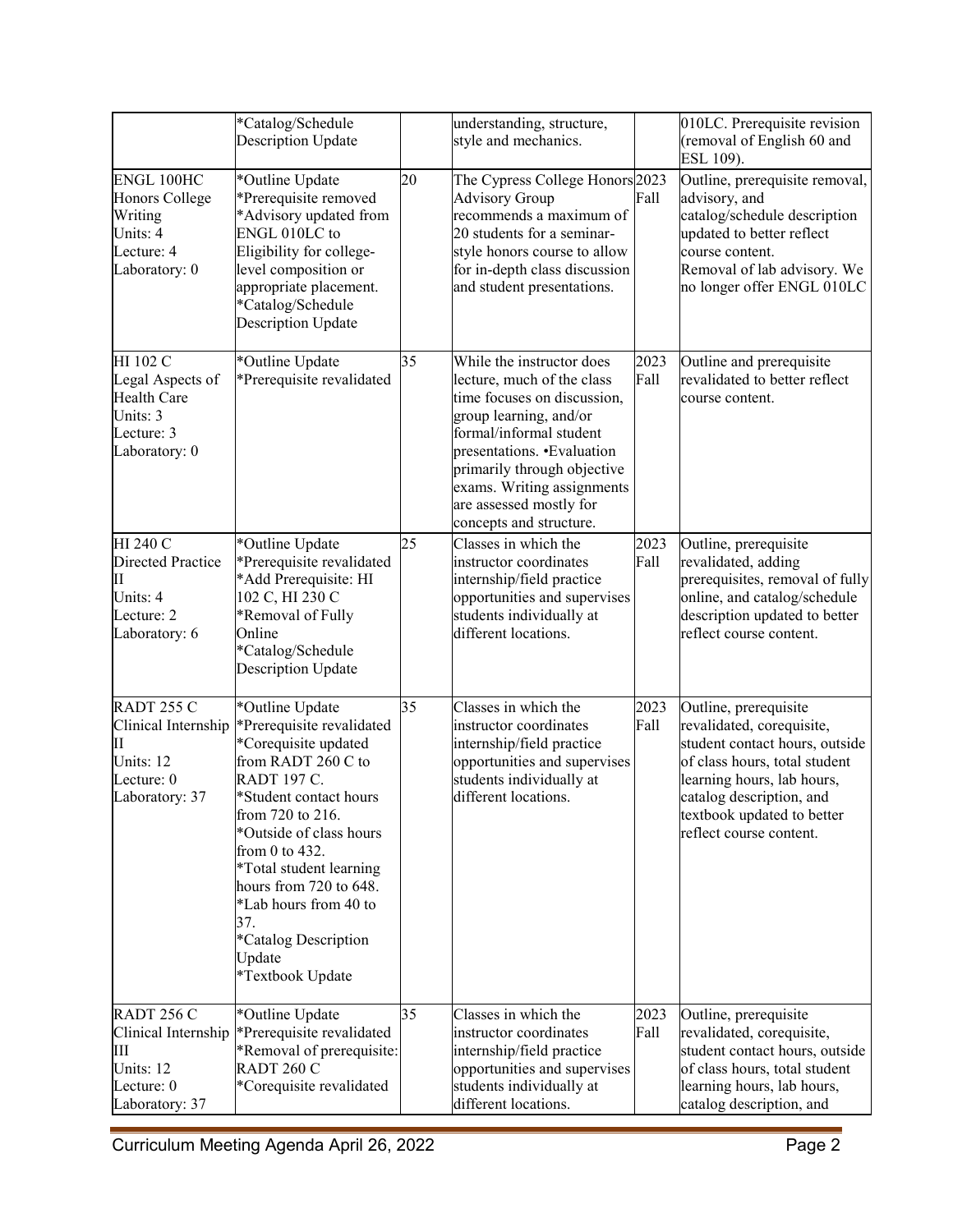| | | | | | |
|---|---|---|---|---|---|
| | *Catalog/Schedule Description Update | | understanding, structure, style and mechanics. | | 010LC. Prerequisite revision (removal of English 60 and ESL 109). |
| ENGL 100HC Honors College Writing Units: 4 Lecture: 4 Laboratory: 0 | *Outline Update *Prerequisite removed *Advisory updated from ENGL 010LC to Eligibility for college-level composition or appropriate placement. *Catalog/Schedule Description Update | 20 | The Cypress College Honors Advisory Group recommends a maximum of 20 students for a seminar-style honors course to allow for in-depth class discussion and student presentations. | 2023 Fall | Outline, prerequisite removal, advisory, and catalog/schedule description updated to better reflect course content. Removal of lab advisory. We no longer offer ENGL 010LC |
| HI 102 C Legal Aspects of Health Care Units: 3 Lecture: 3 Laboratory: 0 | *Outline Update *Prerequisite revalidated | 35 | While the instructor does lecture, much of the class time focuses on discussion, group learning, and/or formal/informal student presentations. •Evaluation primarily through objective exams. Writing assignments are assessed mostly for concepts and structure. | 2023 Fall | Outline and prerequisite revalidated to better reflect course content. |
| HI 240 C Directed Practice II Units: 4 Lecture: 2 Laboratory: 6 | *Outline Update *Prerequisite revalidated *Add Prerequisite: HI 102 C, HI 230 C *Removal of Fully Online *Catalog/Schedule Description Update | 25 | Classes in which the instructor coordinates internship/field practice opportunities and supervises students individually at different locations. | 2023 Fall | Outline, prerequisite revalidated, adding prerequisites, removal of fully online, and catalog/schedule description updated to better reflect course content. |
| RADT 255 C Clinical Internship II Units: 12 Lecture: 0 Laboratory: 37 | *Outline Update *Prerequisite revalidated *Corequisite updated from RADT 260 C to RADT 197 C. *Student contact hours from 720 to 216. *Outside of class hours from 0 to 432. *Total student learning hours from 720 to 648. *Lab hours from 40 to 37. *Catalog Description Update *Textbook Update | 35 | Classes in which the instructor coordinates internship/field practice opportunities and supervises students individually at different locations. | 2023 Fall | Outline, prerequisite revalidated, corequisite, student contact hours, outside of class hours, total student learning hours, lab hours, catalog description, and textbook updated to better reflect course content. |
| RADT 256 C Clinical Internship III Units: 12 Lecture: 0 Laboratory: 37 | *Outline Update *Prerequisite revalidated *Removal of prerequisite: RADT 260 C *Corequisite revalidated | 35 | Classes in which the instructor coordinates internship/field practice opportunities and supervises students individually at different locations. | 2023 Fall | Outline, prerequisite revalidated, corequisite, student contact hours, outside of class hours, total student learning hours, lab hours, catalog description, and |

Curriculum Meeting Agenda April 26, 2022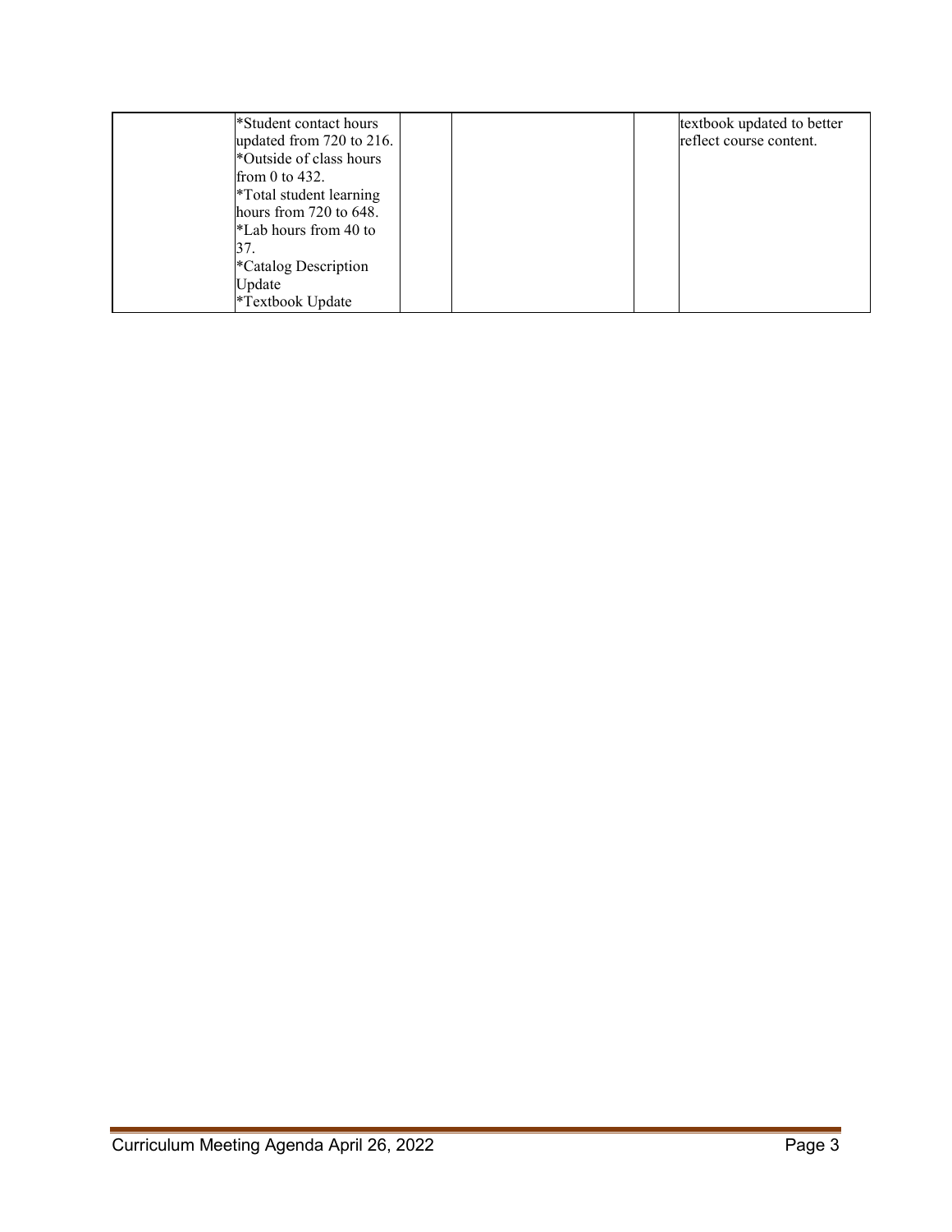| | | | | | |
|---|---|---|---|---|---|
| | *Student contact hours updated from 720 to 216.<br>*Outside of class hours from 0 to 432.<br>*Total student learning hours from 720 to 648.<br>*Lab hours from 40 to 37.<br>*Catalog Description Update<br>*Textbook Update | | | | textbook updated to better reflect course content. |